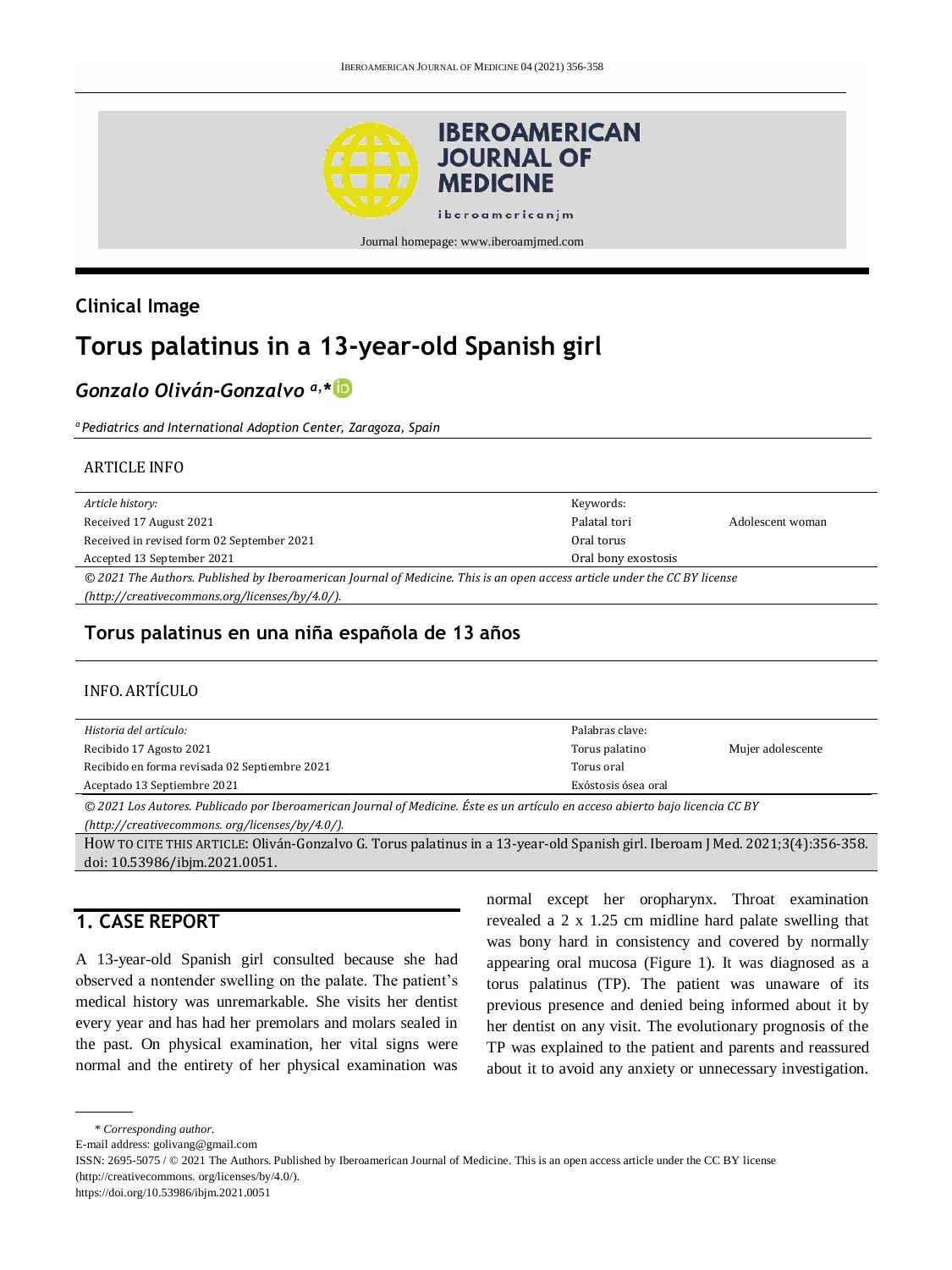Clinical Image

# Torus palatinus in a 13-year-old Spanish girl

***Gonzalo Oliván-Gonzalvo*** [a,*]

[a] *Pediatrics and International Adoption Center, Zaragoza, Spain*

ARTICLE INFO

| *Article history:* | Keywords: | |
|---|---|---|
| Received 17 August 2021 | Palatal tori | Adolescent woman |
| Received in revised form 02 September 2021 | Oral torus | |
| Accepted 13 September 2021 | Oral bony exostosis | |

*© 2021 The Authors. Published by Iberoamerican Journal of Medicine. This is an open access article under the CC BY license (http://creativecommons.org/licenses/by/4.0/).*

## Torus palatinus en una niña española de 13 años

INFO. ARTÍCULO

| *Historia del artículo:* | Palabras clave: | |
|---|---|---|
| Recibido 17 Agosto 2021 | Torus palatino | Mujer adolescente |
| Recibido en forma revisada 02 Septiembre 2021 | Torus oral | |
| Aceptado 13 Septiembre 2021 | Exóstosis ósea oral | |

*© 2021 Los Autores. Publicado por Iberoamerican Journal of Medicine. Éste es un artículo en acceso abierto bajo licencia CC BY (http://creativecommons. org/licenses/by/4.0/).*

HOW TO CITE THIS ARTICLE: Oliván-Gonzalvo G. Torus palatinus in a 13-year-old Spanish girl. Iberoam J Med. 2021;3(4):356-358. doi: 10.53986/ibjm.2021.0051.

## 1. CASE REPORT

A 13-year-old Spanish girl consulted because she had observed a nontender swelling on the palate. The patient's medical history was unremarkable. She visits her dentist every year and has had her premolars and molars sealed in the past. On physical examination, her vital signs were normal and the entirety of her physical examination was normal except her oropharynx. Throat examination revealed a 2 x 1.25 cm midline hard palate swelling that was bony hard in consistency and covered by normally appearing oral mucosa (Figure 1). It was diagnosed as a torus palatinus (TP). The patient was unaware of its previous presence and denied being informed about it by her dentist on any visit. The evolutionary prognosis of the TP was explained to the patient and parents and reassured about it to avoid any anxiety or unnecessary investigation.

\* *Corresponding author.*

E-mail address: golivang@gmail.com

ISSN: 2695-5075 / © 2021 The Authors. Published by Iberoamerican Journal of Medicine. This is an open access article under the CC BY license (http://creativecommons. org/licenses/by/4.0/).

https://doi.org/10.53986/ibjm.2021.0051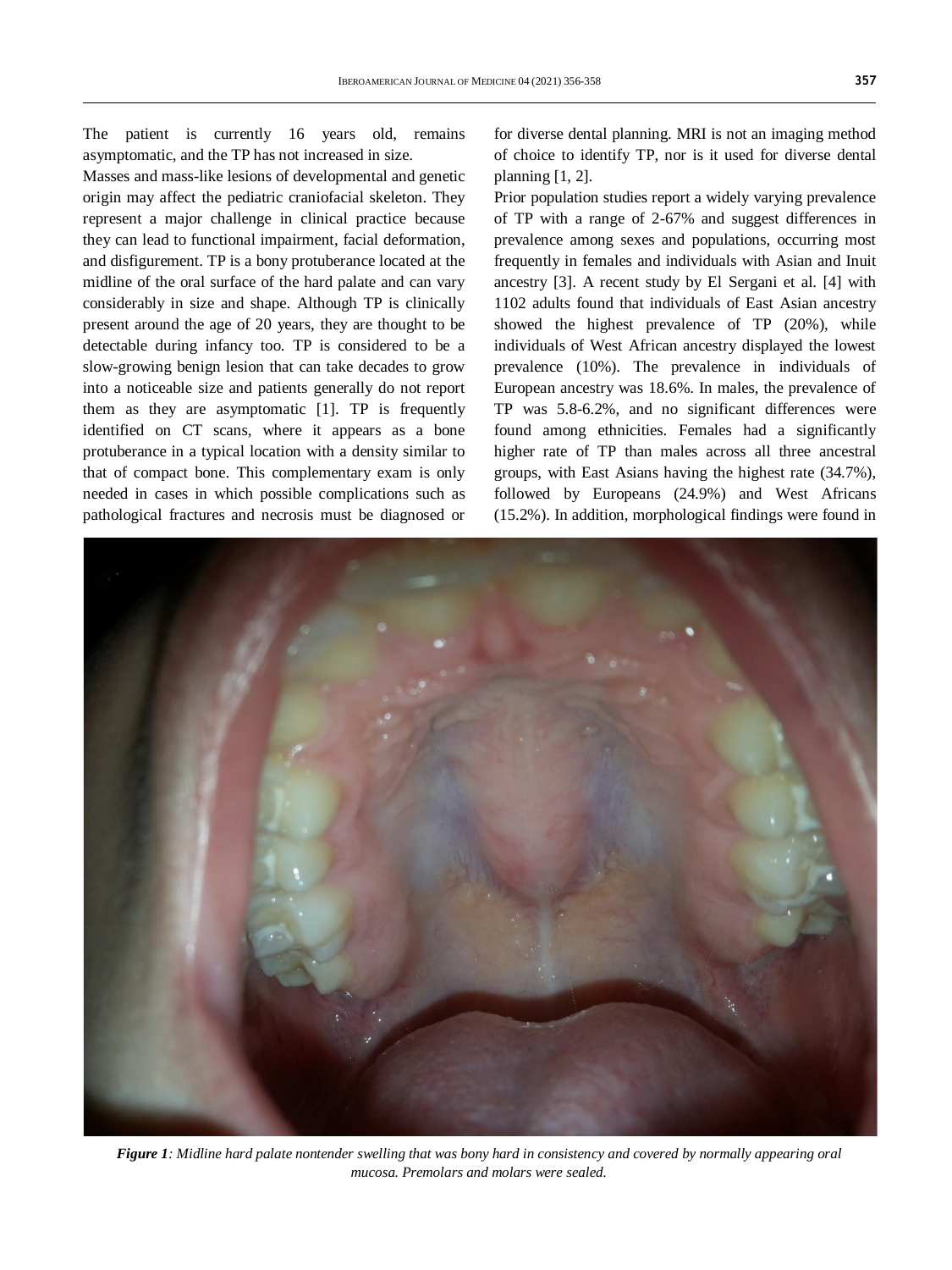The patient is currently 16 years old, remains asymptomatic, and the TP has not increased in size.

Masses and mass-like lesions of developmental and genetic origin may affect the pediatric craniofacial skeleton. They represent a major challenge in clinical practice because they can lead to functional impairment, facial deformation, and disfigurement. TP is a bony protuberance located at the midline of the oral surface of the hard palate and can vary considerably in size and shape. Although TP is clinically present around the age of 20 years, they are thought to be detectable during infancy too. TP is considered to be a slow-growing benign lesion that can take decades to grow into a noticeable size and patients generally do not report them as they are asymptomatic [1]. TP is frequently identified on CT scans, where it appears as a bone protuberance in a typical location with a density similar to that of compact bone. This complementary exam is only needed in cases in which possible complications such as pathological fractures and necrosis must be diagnosed or for diverse dental planning. MRI is not an imaging method of choice to identify TP, nor is it used for diverse dental planning [1, 2].

Prior population studies report a widely varying prevalence of TP with a range of 2-67% and suggest differences in prevalence among sexes and populations, occurring most frequently in females and individuals with Asian and Inuit ancestry [3]. A recent study by El Sergani et al. [4] with 1102 adults found that individuals of East Asian ancestry showed the highest prevalence of TP (20%), while individuals of West African ancestry displayed the lowest prevalence (10%). The prevalence in individuals of European ancestry was 18.6%. In males, the prevalence of TP was 5.8-6.2%, and no significant differences were found among ethnicities. Females had a significantly higher rate of TP than males across all three ancestral groups, with East Asians having the highest rate (34.7%), followed by Europeans (24.9%) and West Africans (15.2%). In addition, morphological findings were found in

***Figure 1****: Midline hard palate nontender swelling that was bony hard in consistency and covered by normally appearing oral mucosa. Premolars and molars were sealed.*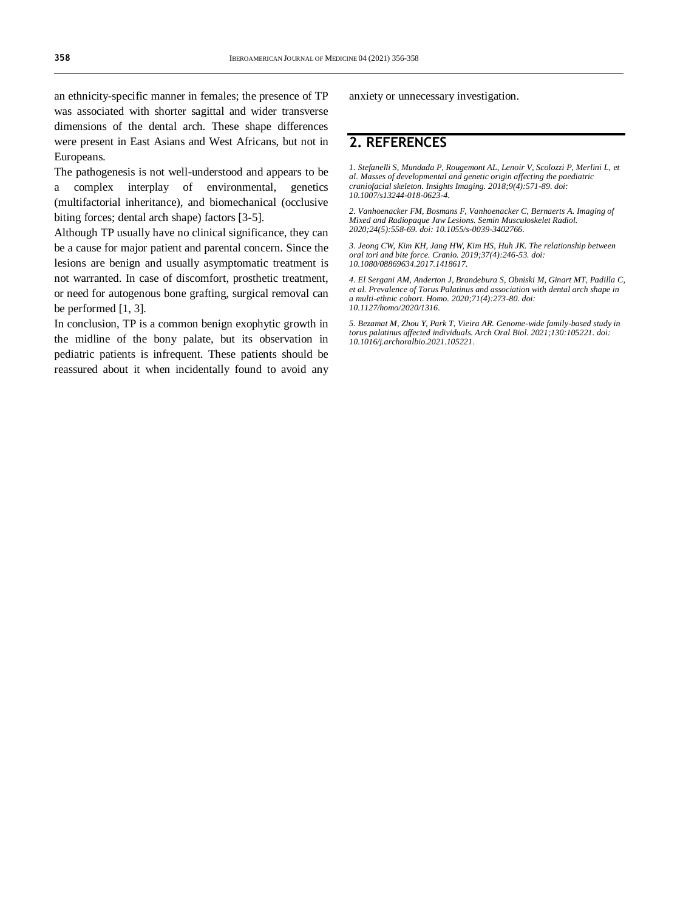an ethnicity-specific manner in females; the presence of TP was associated with shorter sagittal and wider transverse dimensions of the dental arch. These shape differences were present in East Asians and West Africans, but not in Europeans.

The pathogenesis is not well-understood and appears to be a complex interplay of environmental, genetics (multifactorial inheritance), and biomechanical (occlusive biting forces; dental arch shape) factors [3-5].

Although TP usually have no clinical significance, they can be a cause for major patient and parental concern. Since the lesions are benign and usually asymptomatic treatment is not warranted. In case of discomfort, prosthetic treatment, or need for autogenous bone grafting, surgical removal can be performed [1, 3].

In conclusion, TP is a common benign exophytic growth in the midline of the bony palate, but its observation in pediatric patients is infrequent. These patients should be reassured about it when incidentally found to avoid any anxiety or unnecessary investigation.

## 2. REFERENCES

*1. Stefanelli S, Mundada P, Rougemont AL, Lenoir V, Scolozzi P, Merlini L, et al. Masses of developmental and genetic origin affecting the paediatric craniofacial skeleton. Insights Imaging. 2018;9(4):571-89. doi: 10.1007/s13244-018-0623-4.*

*2. Vanhoenacker FM, Bosmans F, Vanhoenacker C, Bernaerts A. Imaging of Mixed and Radiopaque Jaw Lesions. Semin Musculoskelet Radiol. 2020;24(5):558-69. doi: 10.1055/s-0039-3402766.*

*3. Jeong CW, Kim KH, Jang HW, Kim HS, Huh JK. The relationship between oral tori and bite force. Cranio. 2019;37(4):246-53. doi: 10.1080/08869634.2017.1418617.*

*4. El Sergani AM, Anderton J, Brandebura S, Obniski M, Ginart MT, Padilla C, et al. Prevalence of Torus Palatinus and association with dental arch shape in a multi-ethnic cohort. Homo. 2020;71(4):273-80. doi: 10.1127/homo/2020/1316.*

*5. Bezamat M, Zhou Y, Park T, Vieira AR. Genome-wide family-based study in torus palatinus affected individuals. Arch Oral Biol. 2021;130:105221. doi: 10.1016/j.archoralbio.2021.105221.*